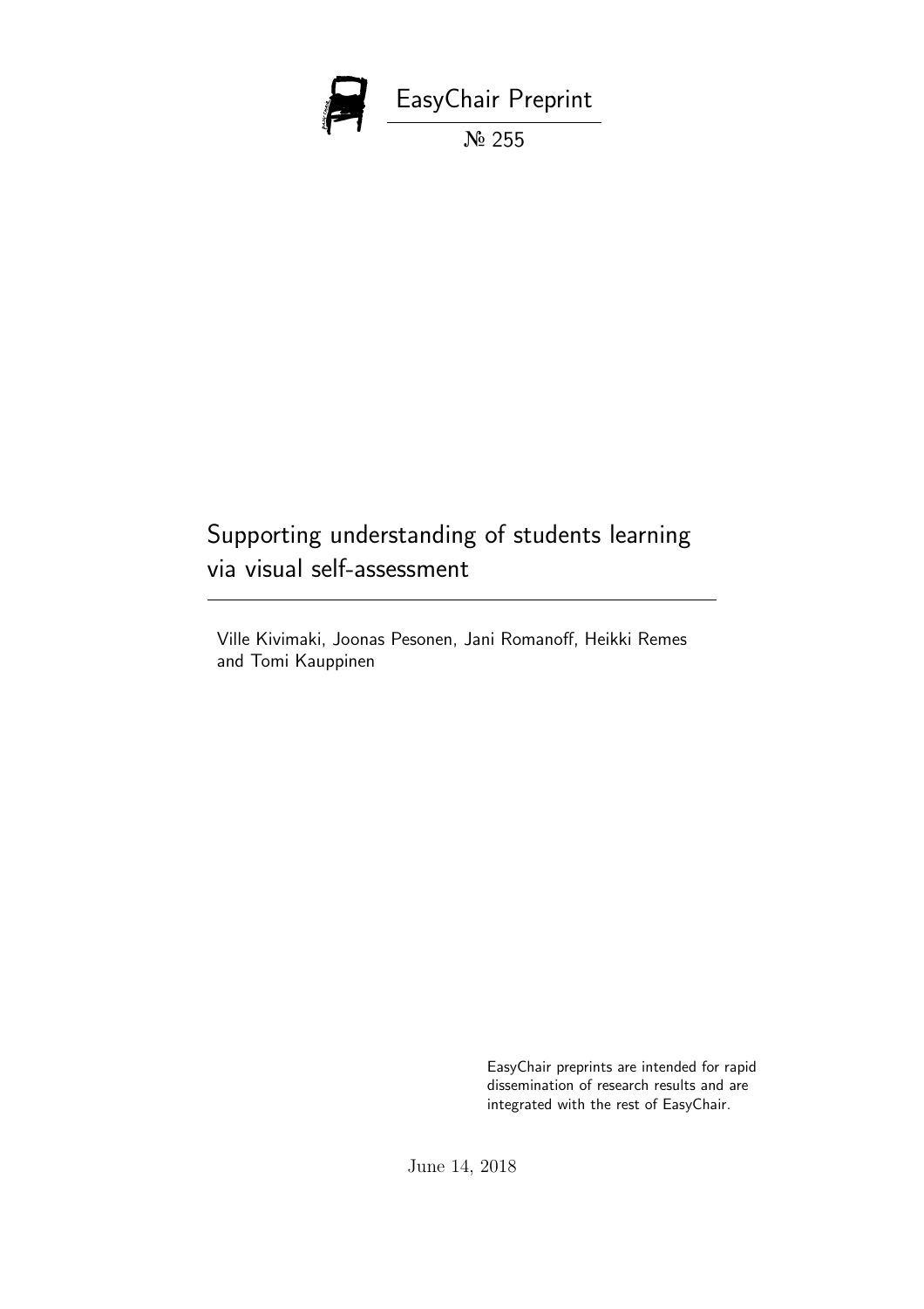EasyChair Preprint

№ 255

# Supporting understanding of students learning via visual self-assessment

Ville Kivimaki, Joonas Pesonen, Jani Romanoff, Heikki Remes and Tomi Kauppinen

EasyChair preprints are intended for rapid dissemination of research results and are integrated with the rest of EasyChair.

June 14, 2018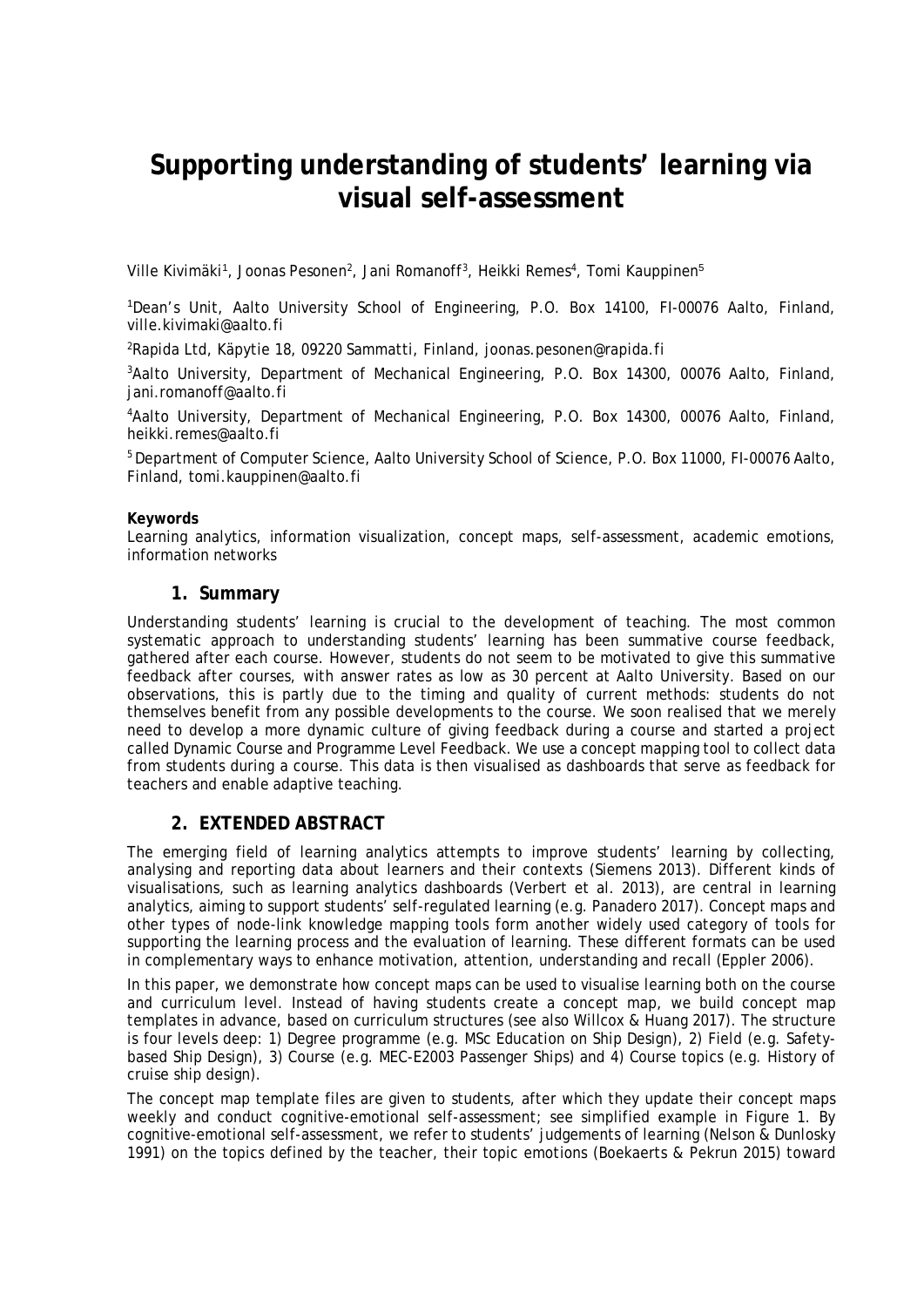# Supporting understanding of students' learning via visual self-assessment

Ville Kivimäki[1], Joonas Pesonen[2], Jani Romanoff[3], Heikki Remes[4], Tomi Kauppinen[5]

[1]Dean's Unit, Aalto University School of Engineering, P.O. Box 14100, FI-00076 Aalto, Finland, ville.kivimaki@aalto.fi

[2]Rapida Ltd, Käpytie 18, 09220 Sammatti, Finland, joonas.pesonen@rapida.fi

[3]Aalto University, Department of Mechanical Engineering, P.O. Box 14300, 00076 Aalto, Finland, jani.romanoff@aalto.fi

[4]Aalto University, Department of Mechanical Engineering, P.O. Box 14300, 00076 Aalto, Finland, heikki.remes@aalto.fi

[5]Department of Computer Science, Aalto University School of Science, P.O. Box 11000, FI-00076 Aalto, Finland, tomi.kauppinen@aalto.fi

**Keywords**

Learning analytics, information visualization, concept maps, self-assessment, academic emotions, information networks

## 1. Summary

Understanding students' learning is crucial to the development of teaching. The most common systematic approach to understanding students' learning has been summative course feedback, gathered after each course. However, students do not seem to be motivated to give this summative feedback after courses, with answer rates as low as 30 percent at Aalto University. Based on our observations, this is partly due to the timing and quality of current methods: students do not themselves benefit from any possible developments to the course. We soon realised that we merely need to develop a more dynamic culture of giving feedback during a course and started a project called Dynamic Course and Programme Level Feedback. We use a concept mapping tool to collect data from students during a course. This data is then visualised as dashboards that serve as feedback for teachers and enable adaptive teaching.

## 2. EXTENDED ABSTRACT

The emerging field of learning analytics attempts to improve students' learning by collecting, analysing and reporting data about learners and their contexts (Siemens 2013). Different kinds of visualisations, such as learning analytics dashboards (Verbert et al. 2013), are central in learning analytics, aiming to support students' self-regulated learning (e.g. Panadero 2017). Concept maps and other types of node-link knowledge mapping tools form another widely used category of tools for supporting the learning process and the evaluation of learning. These different formats can be used in complementary ways to enhance motivation, attention, understanding and recall (Eppler 2006).

In this paper, we demonstrate how concept maps can be used to visualise learning both on the course and curriculum level. Instead of having students create a concept map, we build concept map templates in advance, based on curriculum structures (see also Willcox & Huang 2017). The structure is four levels deep: 1) Degree programme (e.g. MSc Education on Ship Design), 2) Field (e.g. Safety-based Ship Design), 3) Course (e.g. MEC-E2003 Passenger Ships) and 4) Course topics (e.g. History of cruise ship design).

The concept map template files are given to students, after which they update their concept maps weekly and conduct cognitive-emotional self-assessment; see simplified example in Figure 1. By cognitive-emotional self-assessment, we refer to students' judgements of learning (Nelson & Dunlosky 1991) on the topics defined by the teacher, their topic emotions (Boekaerts & Pekrun 2015) toward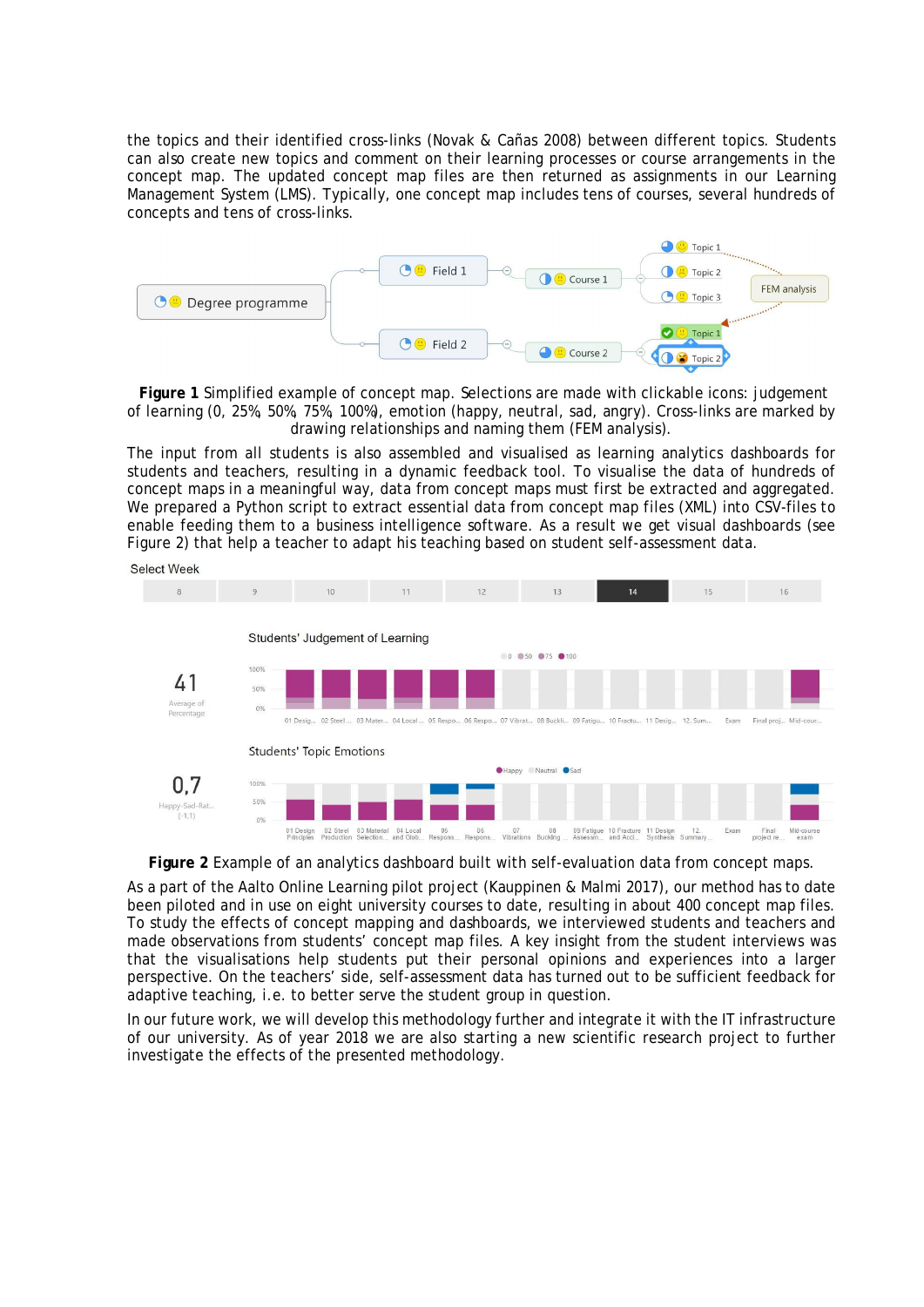the topics and their identified cross-links (Novak & Cañas 2008) between different topics. Students can also create new topics and comment on their learning processes or course arrangements in the concept map. The updated concept map files are then returned as assignments in our Learning Management System (LMS). Typically, one concept map includes tens of courses, several hundreds of concepts and tens of cross-links.

**Figure 1** Simplified example of concept map. Selections are made with clickable icons: judgement of learning (0, 25%, 50%, 75%, 100%), emotion (happy, neutral, sad, angry). Cross-links are marked by drawing relationships and naming them (FEM analysis).

The input from all students is also assembled and visualised as learning analytics dashboards for students and teachers, resulting in a dynamic feedback tool. To visualise the data of hundreds of concept maps in a meaningful way, data from concept maps must first be extracted and aggregated. We prepared a Python script to extract essential data from concept map files (XML) into CSV-files to enable feeding them to a business intelligence software. As a result we get visual dashboards (see Figure 2) that help a teacher to adapt his teaching based on student self-assessment data.

**Figure 2** Example of an analytics dashboard built with self-evaluation data from concept maps.

As a part of the Aalto Online Learning pilot project (Kauppinen & Malmi 2017), our method has to date been piloted and in use on eight university courses to date, resulting in about 400 concept map files. To study the effects of concept mapping and dashboards, we interviewed students and teachers and made observations from students' concept map files. A key insight from the student interviews was that the visualisations help students put their personal opinions and experiences into a larger perspective. On the teachers' side, self-assessment data has turned out to be sufficient feedback for adaptive teaching, i.e. to better serve the student group in question.

In our future work, we will develop this methodology further and integrate it with the IT infrastructure of our university. As of year 2018 we are also starting a new scientific research project to further investigate the effects of the presented methodology.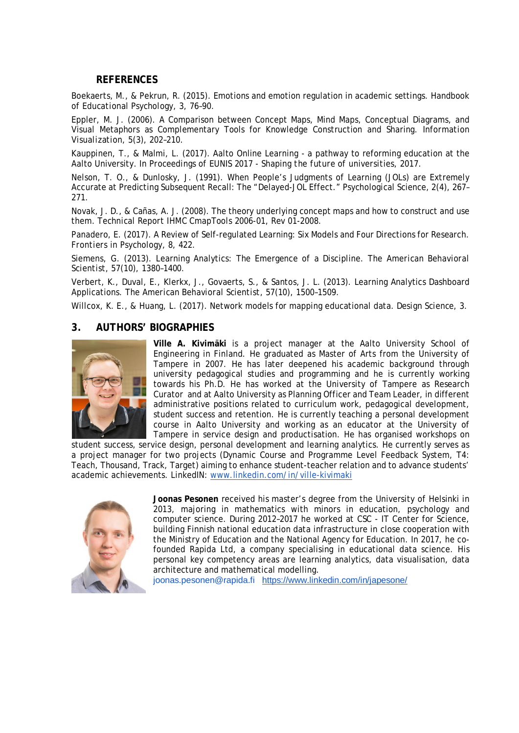## REFERENCES

Boekaerts, M., & Pekrun, R. (2015). Emotions and emotion regulation in academic settings. Handbook of Educational Psychology, 3, 76–90.

Eppler, M. J. (2006). A Comparison between Concept Maps, Mind Maps, Conceptual Diagrams, and Visual Metaphors as Complementary Tools for Knowledge Construction and Sharing. Information Visualization, 5(3), 202–210.

Kauppinen, T., & Malmi, L. (2017). Aalto Online Learning - a pathway to reforming education at the Aalto University. In Proceedings of EUNIS 2017 - Shaping the future of universities, 2017.

Nelson, T. O., & Dunlosky, J. (1991). When People's Judgments of Learning (JOLs) are Extremely Accurate at Predicting Subsequent Recall: The "Delayed-JOL Effect." Psychological Science, 2(4), 267–271.

Novak, J. D., & Cañas, A. J. (2008). The theory underlying concept maps and how to construct and use them. Technical Report IHMC CmapTools 2006-01, Rev 01-2008.

Panadero, E. (2017). A Review of Self-regulated Learning: Six Models and Four Directions for Research. Frontiers in Psychology, 8, 422.

Siemens, G. (2013). Learning Analytics: The Emergence of a Discipline. The American Behavioral Scientist, 57(10), 1380–1400.

Verbert, K., Duval, E., Klerkx, J., Govaerts, S., & Santos, J. L. (2013). Learning Analytics Dashboard Applications. The American Behavioral Scientist, 57(10), 1500–1509.

Willcox, K. E., & Huang, L. (2017). Network models for mapping educational data. Design Science, 3.

## 3. AUTHORS' BIOGRAPHIES

**Ville A. Kivimäki** is a project manager at the Aalto University School of Engineering in Finland. He graduated as Master of Arts from the University of Tampere in 2007. He has later deepened his academic background through university pedagogical studies and programming and he is currently working towards his Ph.D. He has worked at the University of Tampere as Research Curator and at Aalto University as Planning Officer and Team Leader, in different administrative positions related to curriculum work, pedagogical development, student success and retention. He is currently teaching a personal development course in Aalto University and working as an educator at the University of Tampere in service design and productisation. He has organised workshops on student success, service design, personal development and learning analytics. He currently serves as a project manager for two projects (Dynamic Course and Programme Level Feedback System, T4: Teach, Thousand, Track, Target) aiming to enhance student-teacher relation and to advance students' academic achievements. LinkedIN: www.linkedin.com/in/ville-kivimaki

**Joonas Pesonen** received his master's degree from the University of Helsinki in 2013, majoring in mathematics with minors in education, psychology and computer science. During 2012–2017 he worked at CSC - IT Center for Science, building Finnish national education data infrastructure in close cooperation with the Ministry of Education and the National Agency for Education. In 2017, he co-founded Rapida Ltd, a company specialising in educational data science. His personal key competency areas are learning analytics, data visualisation, data architecture and mathematical modelling.
joonas.pesonen@rapida.fi https://www.linkedin.com/in/japesone/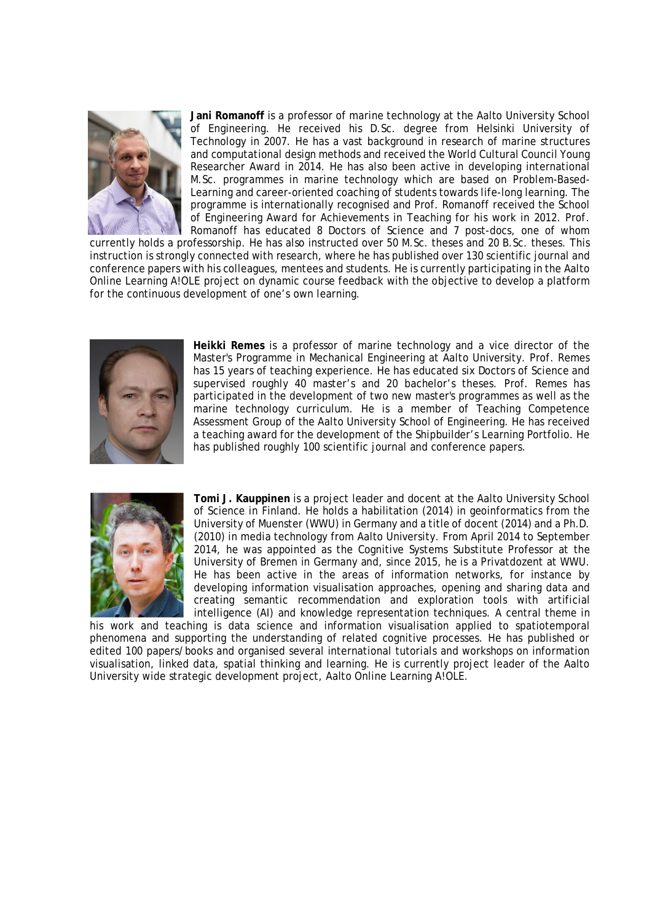**Jani Romanoff** is a professor of marine technology at the Aalto University School of Engineering. He received his D.Sc. degree from Helsinki University of Technology in 2007. He has a vast background in research of marine structures and computational design methods and received the World Cultural Council Young Researcher Award in 2014. He has also been active in developing international M.Sc. programmes in marine technology which are based on Problem-Based-Learning and career-oriented coaching of students towards life-long learning. The programme is internationally recognised and Prof. Romanoff received the School of Engineering Award for Achievements in Teaching for his work in 2012. Prof. Romanoff has educated 8 Doctors of Science and 7 post-docs, one of whom currently holds a professorship. He has also instructed over 50 M.Sc. theses and 20 B.Sc. theses. This instruction is strongly connected with research, where he has published over 130 scientific journal and conference papers with his colleagues, mentees and students. He is currently participating in the Aalto Online Learning A!OLE project on dynamic course feedback with the objective to develop a platform for the continuous development of one's own learning.

**Heikki Remes** is a professor of marine technology and a vice director of the Master's Programme in Mechanical Engineering at Aalto University. Prof. Remes has 15 years of teaching experience. He has educated six Doctors of Science and supervised roughly 40 master's and 20 bachelor's theses. Prof. Remes has participated in the development of two new master's programmes as well as the marine technology curriculum. He is a member of Teaching Competence Assessment Group of the Aalto University School of Engineering. He has received a teaching award for the development of the Shipbuilder's Learning Portfolio. He has published roughly 100 scientific journal and conference papers.

**Tomi J. Kauppinen** is a project leader and docent at the Aalto University School of Science in Finland. He holds a habilitation (2014) in geoinformatics from the University of Muenster (WWU) in Germany and a title of docent (2014) and a Ph.D. (2010) in media technology from Aalto University. From April 2014 to September 2014, he was appointed as the Cognitive Systems Substitute Professor at the University of Bremen in Germany and, since 2015, he is a Privatdozent at WWU. He has been active in the areas of information networks, for instance by developing information visualisation approaches, opening and sharing data and creating semantic recommendation and exploration tools with artificial intelligence (AI) and knowledge representation techniques. A central theme in his work and teaching is data science and information visualisation applied to spatiotemporal phenomena and supporting the understanding of related cognitive processes. He has published or edited 100 papers/books and organised several international tutorials and workshops on information visualisation, linked data, spatial thinking and learning. He is currently project leader of the Aalto University wide strategic development project, Aalto Online Learning A!OLE.